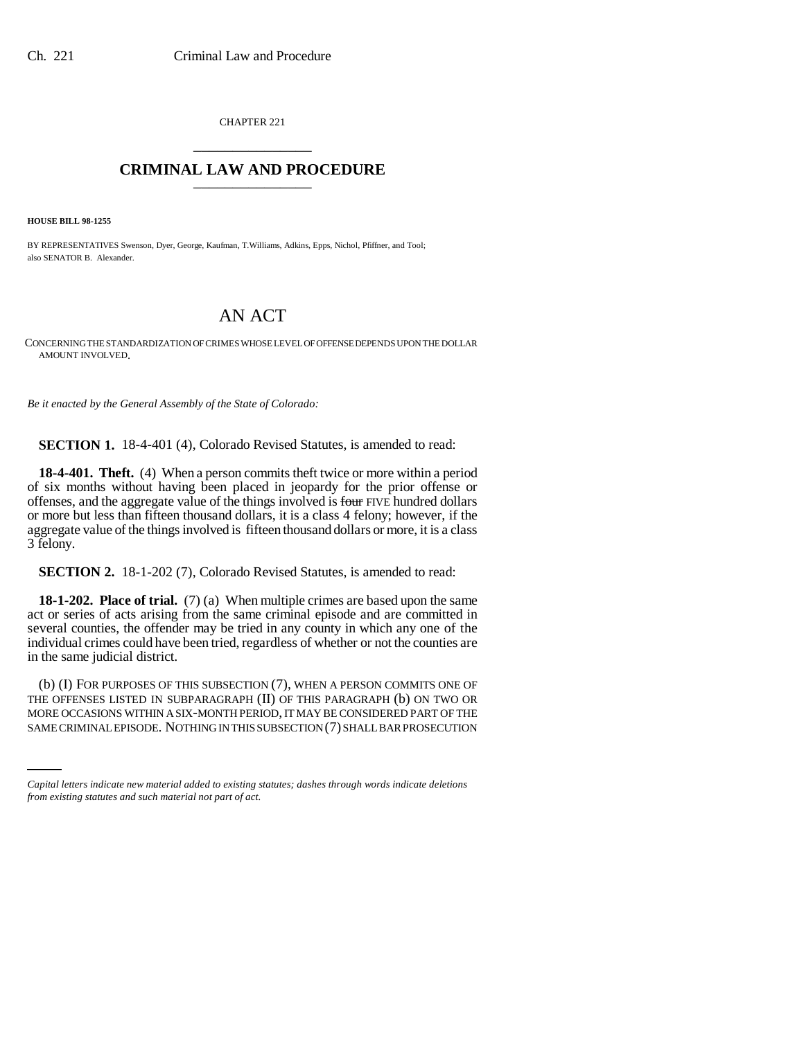CHAPTER 221

# CRIMINAL LAW AND PROCEDURE

**HOUSE BILL 98-1255**

BY REPRESENTATIVES Swenson, Dyer, George, Kaufman, T.Williams, Adkins, Epps, Nichol, Pfiffner, and Tool; also SENATOR B. Alexander.

## AN ACT

CONCERNING THE STANDARDIZATION OF CRIMES WHOSE LEVEL OF OFFENSE DEPENDS UPON THE DOLLAR AMOUNT INVOLVED.

*Be it enacted by the General Assembly of the State of Colorado:*

**SECTION 1.** 18-4-401 (4), Colorado Revised Statutes, is amended to read:

**18-4-401. Theft.** (4) When a person commits theft twice or more within a period of six months without having been placed in jeopardy for the prior offense or offenses, and the aggregate value of the things involved is ~~four~~ FIVE hundred dollars or more but less than fifteen thousand dollars, it is a class 4 felony; however, if the aggregate value of the things involved is fifteen thousand dollars or more, it is a class 3 felony.

**SECTION 2.** 18-1-202 (7), Colorado Revised Statutes, is amended to read:

**18-1-202. Place of trial.** (7) (a) When multiple crimes are based upon the same act or series of acts arising from the same criminal episode and are committed in several counties, the offender may be tried in any county in which any one of the individual crimes could have been tried, regardless of whether or not the counties are in the same judicial district.

(b) (I) FOR PURPOSES OF THIS SUBSECTION (7), WHEN A PERSON COMMITS ONE OF THE OFFENSES LISTED IN SUBPARAGRAPH (II) OF THIS PARAGRAPH (b) ON TWO OR MORE OCCASIONS WITHIN A SIX-MONTH PERIOD, IT MAY BE CONSIDERED PART OF THE SAME CRIMINAL EPISODE. NOTHING IN THIS SUBSECTION (7) SHALL BAR PROSECUTION

*Capital letters indicate new material added to existing statutes; dashes through words indicate deletions from existing statutes and such material not part of act.*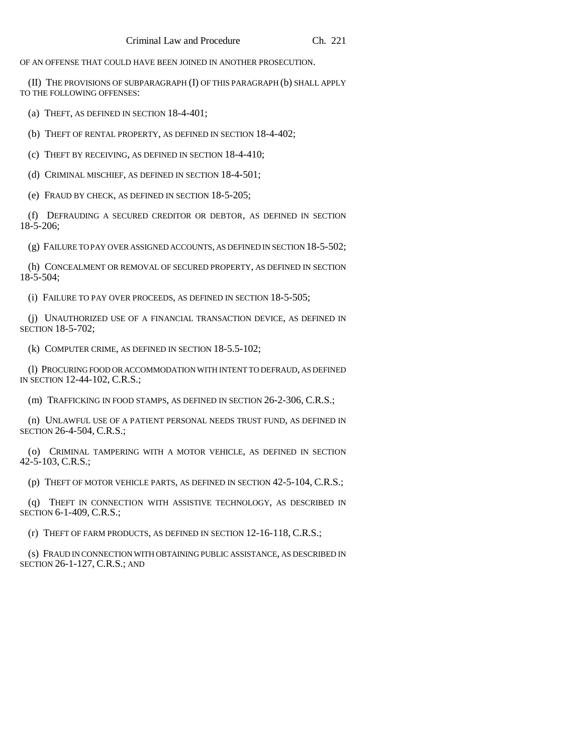OF AN OFFENSE THAT COULD HAVE BEEN JOINED IN ANOTHER PROSECUTION.

(II) THE PROVISIONS OF SUBPARAGRAPH (I) OF THIS PARAGRAPH (b) SHALL APPLY TO THE FOLLOWING OFFENSES:

(a) THEFT, AS DEFINED IN SECTION 18-4-401;

(b) THEFT OF RENTAL PROPERTY, AS DEFINED IN SECTION 18-4-402;

(c) THEFT BY RECEIVING, AS DEFINED IN SECTION 18-4-410;

(d) CRIMINAL MISCHIEF, AS DEFINED IN SECTION 18-4-501;

(e) FRAUD BY CHECK, AS DEFINED IN SECTION 18-5-205;

(f) DEFRAUDING A SECURED CREDITOR OR DEBTOR, AS DEFINED IN SECTION 18-5-206;

(g) FAILURE TO PAY OVER ASSIGNED ACCOUNTS, AS DEFINED IN SECTION 18-5-502;

(h) CONCEALMENT OR REMOVAL OF SECURED PROPERTY, AS DEFINED IN SECTION 18-5-504;

(i) FAILURE TO PAY OVER PROCEEDS, AS DEFINED IN SECTION 18-5-505;

(j) UNAUTHORIZED USE OF A FINANCIAL TRANSACTION DEVICE, AS DEFINED IN SECTION 18-5-702;

(k) COMPUTER CRIME, AS DEFINED IN SECTION 18-5.5-102;

(l) PROCURING FOOD OR ACCOMMODATION WITH INTENT TO DEFRAUD, AS DEFINED IN SECTION 12-44-102, C.R.S.;

(m) TRAFFICKING IN FOOD STAMPS, AS DEFINED IN SECTION 26-2-306, C.R.S.;

(n) UNLAWFUL USE OF A PATIENT PERSONAL NEEDS TRUST FUND, AS DEFINED IN SECTION 26-4-504, C.R.S.;

(o) CRIMINAL TAMPERING WITH A MOTOR VEHICLE, AS DEFINED IN SECTION 42-5-103, C.R.S.;

(p) THEFT OF MOTOR VEHICLE PARTS, AS DEFINED IN SECTION 42-5-104, C.R.S.;

(q) THEFT IN CONNECTION WITH ASSISTIVE TECHNOLOGY, AS DESCRIBED IN SECTION 6-1-409, C.R.S.;

(r) THEFT OF FARM PRODUCTS, AS DEFINED IN SECTION 12-16-118, C.R.S.;

(s) FRAUD IN CONNECTION WITH OBTAINING PUBLIC ASSISTANCE, AS DESCRIBED IN SECTION 26-1-127, C.R.S.; AND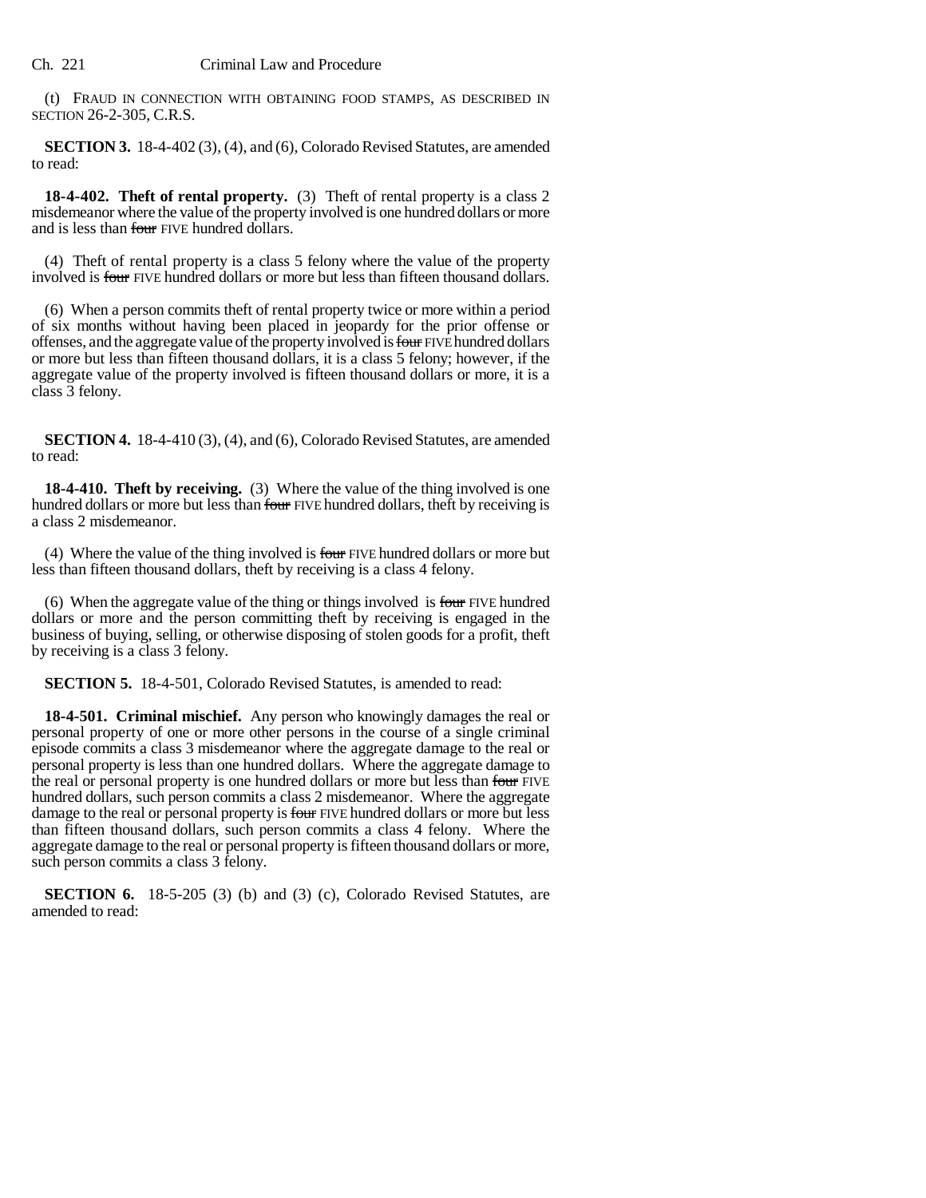(t) FRAUD IN CONNECTION WITH OBTAINING FOOD STAMPS, AS DESCRIBED IN SECTION 26-2-305, C.R.S.

**SECTION 3.** 18-4-402 (3), (4), and (6), Colorado Revised Statutes, are amended to read:

**18-4-402. Theft of rental property.** (3) Theft of rental property is a class 2 misdemeanor where the value of the property involved is one hundred dollars or more and is less than ~~four~~ FIVE hundred dollars.

(4) Theft of rental property is a class 5 felony where the value of the property involved is ~~four~~ FIVE hundred dollars or more but less than fifteen thousand dollars.

(6) When a person commits theft of rental property twice or more within a period of six months without having been placed in jeopardy for the prior offense or offenses, and the aggregate value of the property involved is ~~four~~ FIVE hundred dollars or more but less than fifteen thousand dollars, it is a class 5 felony; however, if the aggregate value of the property involved is fifteen thousand dollars or more, it is a class 3 felony.

**SECTION 4.** 18-4-410 (3), (4), and (6), Colorado Revised Statutes, are amended to read:

**18-4-410. Theft by receiving.** (3) Where the value of the thing involved is one hundred dollars or more but less than ~~four~~ FIVE hundred dollars, theft by receiving is a class 2 misdemeanor.

(4) Where the value of the thing involved is ~~four~~ FIVE hundred dollars or more but less than fifteen thousand dollars, theft by receiving is a class 4 felony.

(6) When the aggregate value of the thing or things involved is ~~four~~ FIVE hundred dollars or more and the person committing theft by receiving is engaged in the business of buying, selling, or otherwise disposing of stolen goods for a profit, theft by receiving is a class 3 felony.

**SECTION 5.** 18-4-501, Colorado Revised Statutes, is amended to read:

**18-4-501. Criminal mischief.** Any person who knowingly damages the real or personal property of one or more other persons in the course of a single criminal episode commits a class 3 misdemeanor where the aggregate damage to the real or personal property is less than one hundred dollars. Where the aggregate damage to the real or personal property is one hundred dollars or more but less than ~~four~~ FIVE hundred dollars, such person commits a class 2 misdemeanor. Where the aggregate damage to the real or personal property is ~~four~~ FIVE hundred dollars or more but less than fifteen thousand dollars, such person commits a class 4 felony. Where the aggregate damage to the real or personal property is fifteen thousand dollars or more, such person commits a class 3 felony.

**SECTION 6.** 18-5-205 (3) (b) and (3) (c), Colorado Revised Statutes, are amended to read: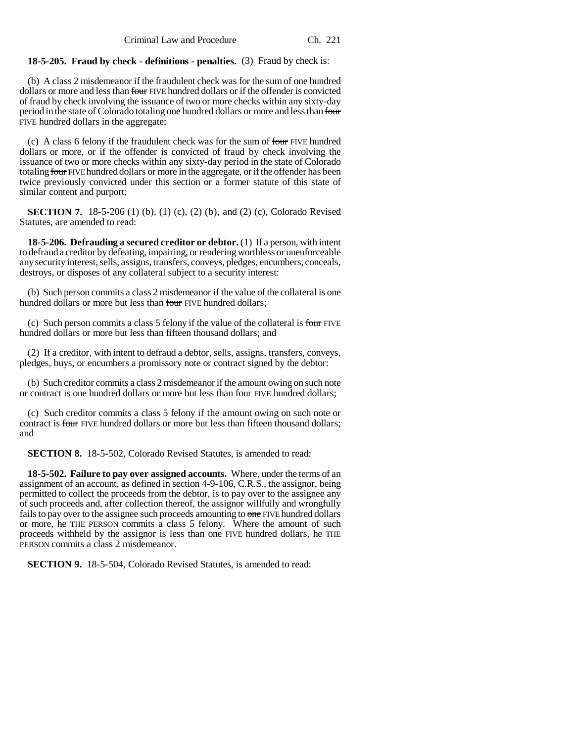**18-5-205. Fraud by check - definitions - penalties.** (3) Fraud by check is:

(b) A class 2 misdemeanor if the fraudulent check was for the sum of one hundred dollars or more and less than ~~four~~ FIVE hundred dollars or if the offender is convicted of fraud by check involving the issuance of two or more checks within any sixty-day period in the state of Colorado totaling one hundred dollars or more and less than ~~four~~ FIVE hundred dollars in the aggregate;

(c) A class 6 felony if the fraudulent check was for the sum of ~~four~~ FIVE hundred dollars or more, or if the offender is convicted of fraud by check involving the issuance of two or more checks within any sixty-day period in the state of Colorado totaling ~~four~~ FIVE hundred dollars or more in the aggregate, or if the offender has been twice previously convicted under this section or a former statute of this state of similar content and purport;

**SECTION 7.** 18-5-206 (1) (b), (1) (c), (2) (b), and (2) (c), Colorado Revised Statutes, are amended to read:

**18-5-206. Defrauding a secured creditor or debtor.** (1) If a person, with intent to defraud a creditor by defeating, impairing, or rendering worthless or unenforceable any security interest, sells, assigns, transfers, conveys, pledges, encumbers, conceals, destroys, or disposes of any collateral subject to a security interest:

(b) Such person commits a class 2 misdemeanor if the value of the collateral is one hundred dollars or more but less than ~~four~~ FIVE hundred dollars;

(c) Such person commits a class 5 felony if the value of the collateral is ~~four~~ FIVE hundred dollars or more but less than fifteen thousand dollars; and

(2) If a creditor, with intent to defraud a debtor, sells, assigns, transfers, conveys, pledges, buys, or encumbers a promissory note or contract signed by the debtor:

(b) Such creditor commits a class 2 misdemeanor if the amount owing on such note or contract is one hundred dollars or more but less than ~~four~~ FIVE hundred dollars;

(c) Such creditor commits a class 5 felony if the amount owing on such note or contract is ~~four~~ FIVE hundred dollars or more but less than fifteen thousand dollars; and

**SECTION 8.** 18-5-502, Colorado Revised Statutes, is amended to read:

**18-5-502. Failure to pay over assigned accounts.** Where, under the terms of an assignment of an account, as defined in section 4-9-106, C.R.S., the assignor, being permitted to collect the proceeds from the debtor, is to pay over to the assignee any of such proceeds and, after collection thereof, the assignor willfully and wrongfully fails to pay over to the assignee such proceeds amounting to ~~one~~ FIVE hundred dollars or more, ~~he~~ THE PERSON commits a class 5 felony. Where the amount of such proceeds withheld by the assignor is less than ~~one~~ FIVE hundred dollars, ~~he~~ THE PERSON commits a class 2 misdemeanor.

**SECTION 9.** 18-5-504, Colorado Revised Statutes, is amended to read: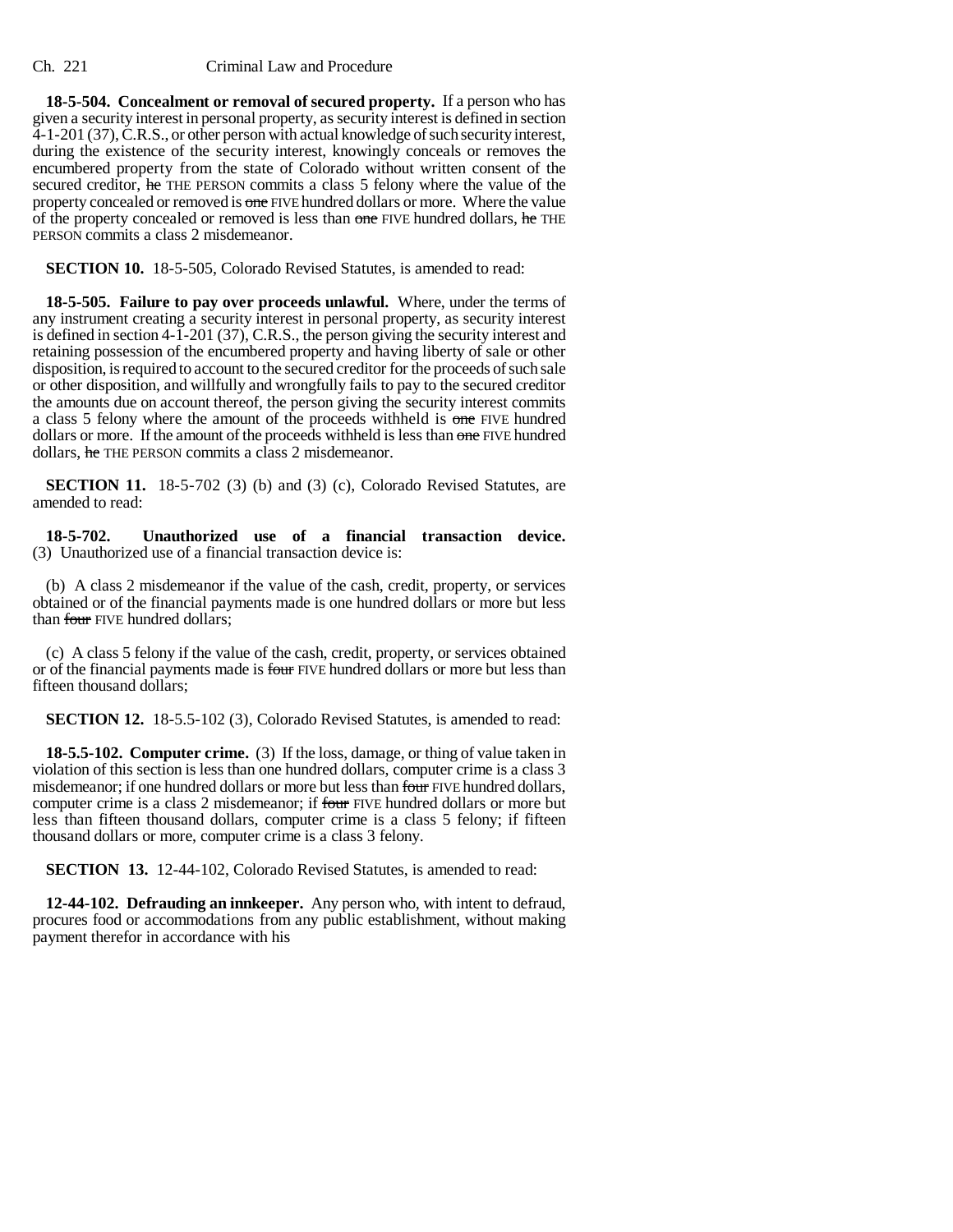**18-5-504. Concealment or removal of secured property.** If a person who has given a security interest in personal property, as security interest is defined in section 4-1-201 (37), C.R.S., or other person with actual knowledge of such security interest, during the existence of the security interest, knowingly conceals or removes the encumbered property from the state of Colorado without written consent of the secured creditor, ~~he~~ THE PERSON commits a class 5 felony where the value of the property concealed or removed is ~~one~~ FIVE hundred dollars or more. Where the value of the property concealed or removed is less than ~~one~~ FIVE hundred dollars, ~~he~~ THE PERSON commits a class 2 misdemeanor.

**SECTION 10.** 18-5-505, Colorado Revised Statutes, is amended to read:

**18-5-505. Failure to pay over proceeds unlawful.** Where, under the terms of any instrument creating a security interest in personal property, as security interest is defined in section 4-1-201 (37), C.R.S., the person giving the security interest and retaining possession of the encumbered property and having liberty of sale or other disposition, is required to account to the secured creditor for the proceeds of such sale or other disposition, and willfully and wrongfully fails to pay to the secured creditor the amounts due on account thereof, the person giving the security interest commits a class 5 felony where the amount of the proceeds withheld is ~~one~~ FIVE hundred dollars or more. If the amount of the proceeds withheld is less than ~~one~~ FIVE hundred dollars, ~~he~~ THE PERSON commits a class 2 misdemeanor.

**SECTION 11.** 18-5-702 (3) (b) and (3) (c), Colorado Revised Statutes, are amended to read:

**18-5-702. Unauthorized use of a financial transaction device.** (3) Unauthorized use of a financial transaction device is:

(b) A class 2 misdemeanor if the value of the cash, credit, property, or services obtained or of the financial payments made is one hundred dollars or more but less than ~~four~~ FIVE hundred dollars;

(c) A class 5 felony if the value of the cash, credit, property, or services obtained or of the financial payments made is ~~four~~ FIVE hundred dollars or more but less than fifteen thousand dollars;

**SECTION 12.** 18-5.5-102 (3), Colorado Revised Statutes, is amended to read:

**18-5.5-102. Computer crime.** (3) If the loss, damage, or thing of value taken in violation of this section is less than one hundred dollars, computer crime is a class 3 misdemeanor; if one hundred dollars or more but less than ~~four~~ FIVE hundred dollars, computer crime is a class 2 misdemeanor; if ~~four~~ FIVE hundred dollars or more but less than fifteen thousand dollars, computer crime is a class 5 felony; if fifteen thousand dollars or more, computer crime is a class 3 felony.

**SECTION 13.** 12-44-102, Colorado Revised Statutes, is amended to read:

**12-44-102. Defrauding an innkeeper.** Any person who, with intent to defraud, procures food or accommodations from any public establishment, without making payment therefor in accordance with his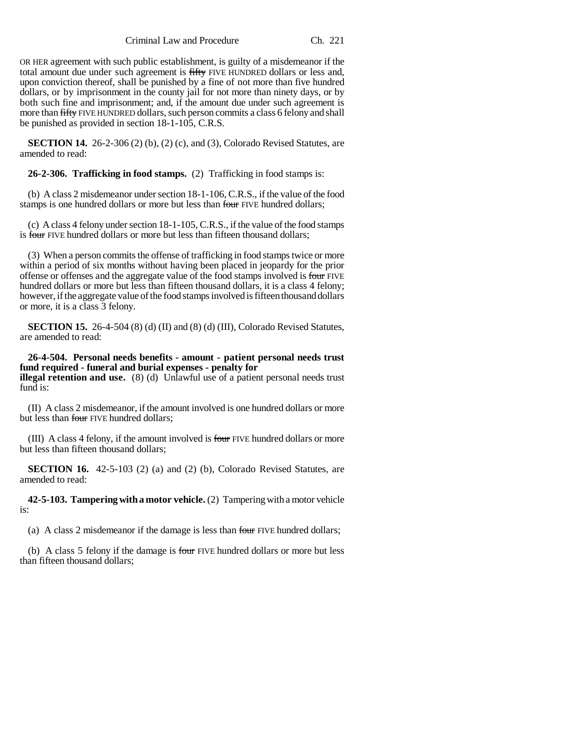OR HER agreement with such public establishment, is guilty of a misdemeanor if the total amount due under such agreement is ~~fifty~~ FIVE HUNDRED dollars or less and, upon conviction thereof, shall be punished by a fine of not more than five hundred dollars, or by imprisonment in the county jail for not more than ninety days, or by both such fine and imprisonment; and, if the amount due under such agreement is more than ~~fifty~~ FIVE HUNDRED dollars, such person commits a class 6 felony and shall be punished as provided in section 18-1-105, C.R.S.

**SECTION 14.** 26-2-306 (2) (b), (2) (c), and (3), Colorado Revised Statutes, are amended to read:

**26-2-306. Trafficking in food stamps.** (2) Trafficking in food stamps is:

(b) A class 2 misdemeanor under section 18-1-106, C.R.S., if the value of the food stamps is one hundred dollars or more but less than ~~four~~ FIVE hundred dollars;

(c) A class 4 felony under section 18-1-105, C.R.S., if the value of the food stamps is ~~four~~ FIVE hundred dollars or more but less than fifteen thousand dollars;

(3) When a person commits the offense of trafficking in food stamps twice or more within a period of six months without having been placed in jeopardy for the prior offense or offenses and the aggregate value of the food stamps involved is ~~four~~ FIVE hundred dollars or more but less than fifteen thousand dollars, it is a class 4 felony; however, if the aggregate value of the food stamps involved is fifteen thousand dollars or more, it is a class 3 felony.

**SECTION 15.** 26-4-504 (8) (d) (II) and (8) (d) (III), Colorado Revised Statutes, are amended to read:

**26-4-504. Personal needs benefits - amount - patient personal needs trust fund required - funeral and burial expenses - penalty for illegal retention and use.** (8) (d) Unlawful use of a patient personal needs trust fund is:

(II) A class 2 misdemeanor, if the amount involved is one hundred dollars or more but less than ~~four~~ FIVE hundred dollars;

(III) A class 4 felony, if the amount involved is ~~four~~ FIVE hundred dollars or more but less than fifteen thousand dollars;

**SECTION 16.** 42-5-103 (2) (a) and (2) (b), Colorado Revised Statutes, are amended to read:

**42-5-103. Tampering with a motor vehicle.** (2) Tampering with a motor vehicle is:

(a) A class 2 misdemeanor if the damage is less than ~~four~~ FIVE hundred dollars;

(b) A class 5 felony if the damage is ~~four~~ FIVE hundred dollars or more but less than fifteen thousand dollars;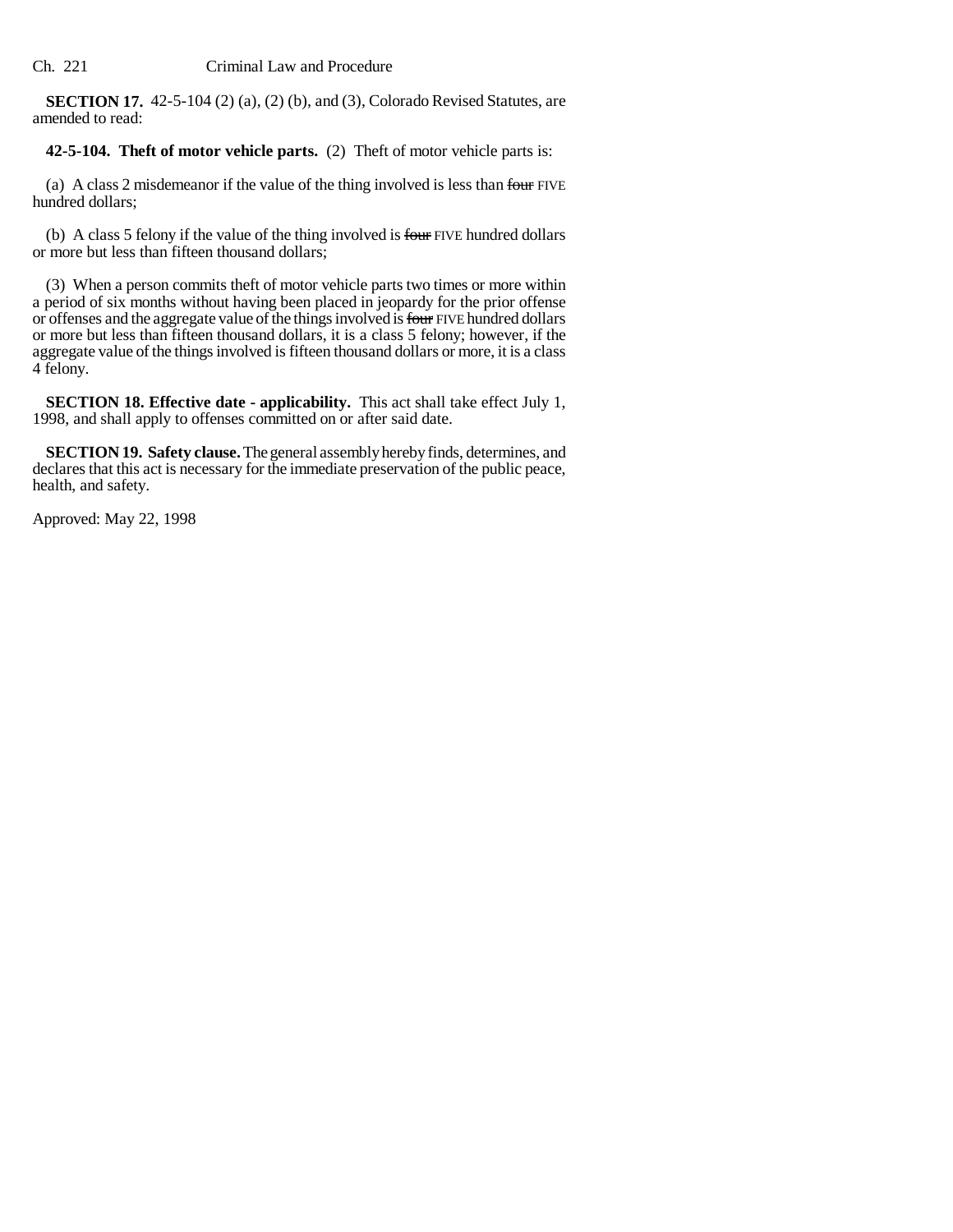**SECTION 17.** 42-5-104 (2) (a), (2) (b), and (3), Colorado Revised Statutes, are amended to read:

**42-5-104. Theft of motor vehicle parts.** (2) Theft of motor vehicle parts is:

(a) A class 2 misdemeanor if the value of the thing involved is less than ~~four~~ FIVE hundred dollars;

(b) A class 5 felony if the value of the thing involved is ~~four~~ FIVE hundred dollars or more but less than fifteen thousand dollars;

(3) When a person commits theft of motor vehicle parts two times or more within a period of six months without having been placed in jeopardy for the prior offense or offenses and the aggregate value of the things involved is ~~four~~ FIVE hundred dollars or more but less than fifteen thousand dollars, it is a class 5 felony; however, if the aggregate value of the things involved is fifteen thousand dollars or more, it is a class 4 felony.

**SECTION 18. Effective date - applicability.** This act shall take effect July 1, 1998, and shall apply to offenses committed on or after said date.

**SECTION 19. Safety clause.** The general assembly hereby finds, determines, and declares that this act is necessary for the immediate preservation of the public peace, health, and safety.

Approved: May 22, 1998